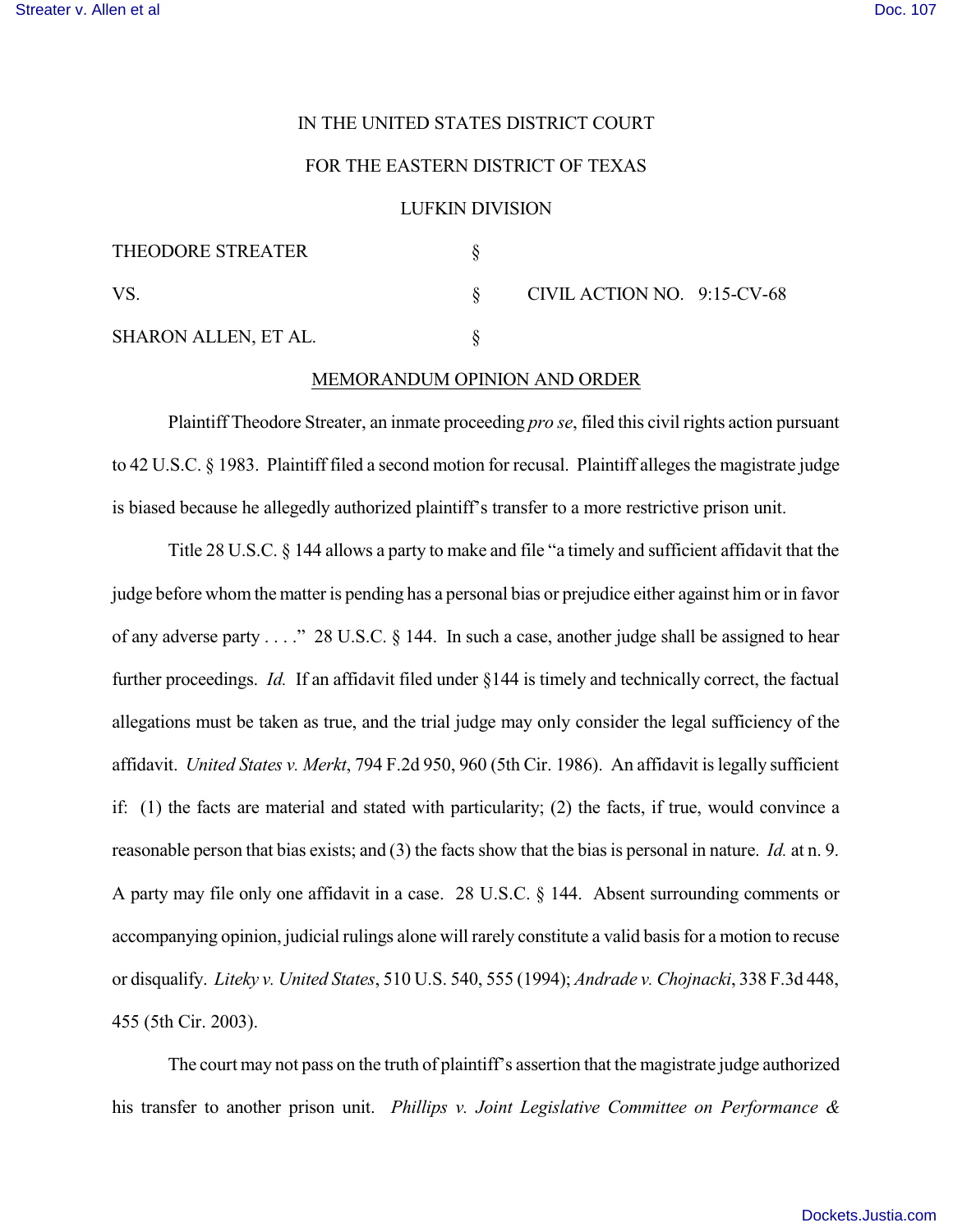IN THE UNITED STATES DISTRICT COURT

FOR THE EASTERN DISTRICT OF TEXAS

LUFKIN DIVISION

| | | |
|---|---|---|
| THEODORE STREATER | § | |
| VS. | § | CIVIL ACTION NO. 9:15-CV-68 |
| SHARON ALLEN, ET AL. | § | |

MEMORANDUM OPINION AND ORDER

Plaintiff Theodore Streater, an inmate proceeding *pro se*, filed this civil rights action pursuant to 42 U.S.C. § 1983. Plaintiff filed a second motion for recusal. Plaintiff alleges the magistrate judge is biased because he allegedly authorized plaintiff's transfer to a more restrictive prison unit.

Title 28 U.S.C. § 144 allows a party to make and file "a timely and sufficient affidavit that the judge before whom the matter is pending has a personal bias or prejudice either against him or in favor of any adverse party . . . ." 28 U.S.C. § 144. In such a case, another judge shall be assigned to hear further proceedings. *Id.* If an affidavit filed under §144 is timely and technically correct, the factual allegations must be taken as true, and the trial judge may only consider the legal sufficiency of the affidavit. *United States v. Merkt*, 794 F.2d 950, 960 (5th Cir. 1986). An affidavit is legally sufficient if: (1) the facts are material and stated with particularity; (2) the facts, if true, would convince a reasonable person that bias exists; and (3) the facts show that the bias is personal in nature. *Id.* at n. 9. A party may file only one affidavit in a case. 28 U.S.C. § 144. Absent surrounding comments or accompanying opinion, judicial rulings alone will rarely constitute a valid basis for a motion to recuse or disqualify. *Liteky v. United States*, 510 U.S. 540, 555 (1994); *Andrade v. Chojnacki*, 338 F.3d 448, 455 (5th Cir. 2003).

The court may not pass on the truth of plaintiff's assertion that the magistrate judge authorized his transfer to another prison unit. *Phillips v. Joint Legislative Committee on Performance &*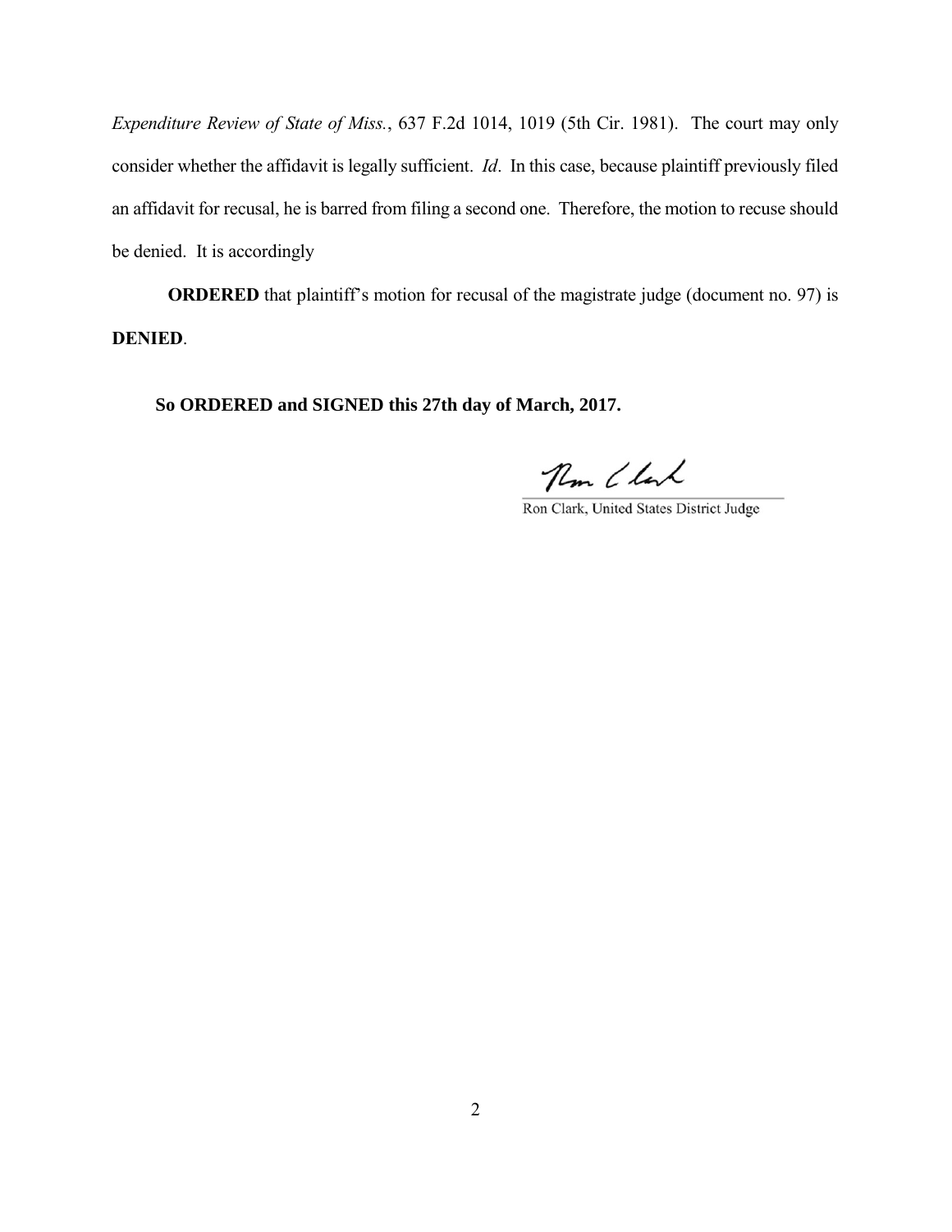*Expenditure Review of State of Miss.*, 637 F.2d 1014, 1019 (5th Cir. 1981). The court may only consider whether the affidavit is legally sufficient. *Id*. In this case, because plaintiff previously filed an affidavit for recusal, he is barred from filing a second one. Therefore, the motion to recuse should be denied. It is accordingly

**ORDERED** that plaintiff's motion for recusal of the magistrate judge (document no. 97) is **DENIED**.

**So ORDERED and SIGNED this 27th day of March, 2017.**

Ron Clark, United States District Judge